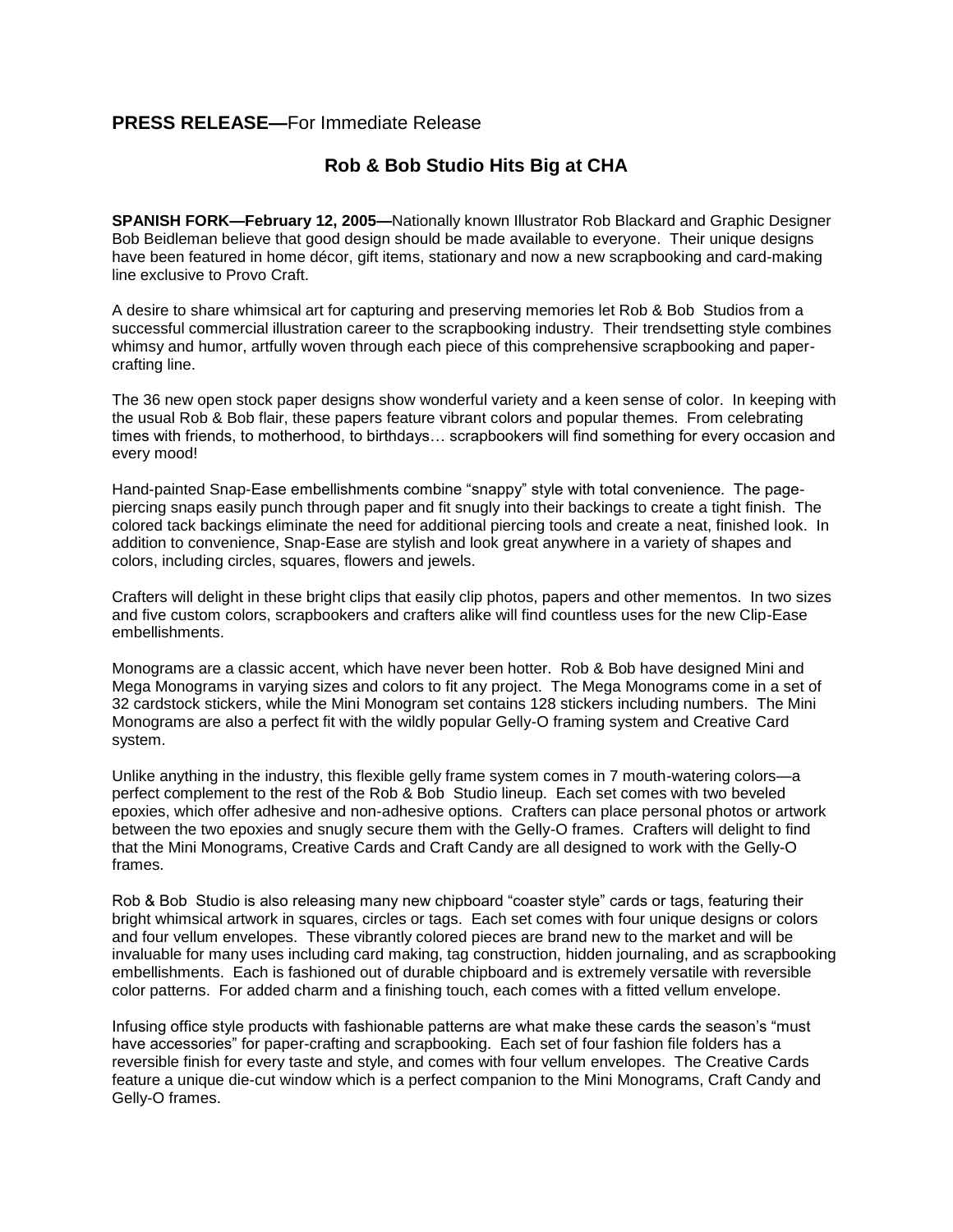**PRESS RELEASE—**For Immediate Release

## Rob & Bob Studio Hits Big at CHA

**SPANISH FORK—February 12, 2005—**Nationally known Illustrator Rob Blackard and Graphic Designer Bob Beidleman believe that good design should be made available to everyone. Their unique designs have been featured in home décor, gift items, stationary and now a new scrapbooking and card-making line exclusive to Provo Craft.

A desire to share whimsical art for capturing and preserving memories let Rob & Bob Studios from a successful commercial illustration career to the scrapbooking industry. Their trendsetting style combines whimsy and humor, artfully woven through each piece of this comprehensive scrapbooking and paper-crafting line.

The 36 new open stock paper designs show wonderful variety and a keen sense of color. In keeping with the usual Rob & Bob flair, these papers feature vibrant colors and popular themes. From celebrating times with friends, to motherhood, to birthdays… scrapbookers will find something for every occasion and every mood!

Hand-painted Snap-Ease embellishments combine "snappy" style with total convenience. The page-piercing snaps easily punch through paper and fit snugly into their backings to create a tight finish. The colored tack backings eliminate the need for additional piercing tools and create a neat, finished look. In addition to convenience, Snap-Ease are stylish and look great anywhere in a variety of shapes and colors, including circles, squares, flowers and jewels.

Crafters will delight in these bright clips that easily clip photos, papers and other mementos. In two sizes and five custom colors, scrapbookers and crafters alike will find countless uses for the new Clip-Ease embellishments.

Monograms are a classic accent, which have never been hotter. Rob & Bob have designed Mini and Mega Monograms in varying sizes and colors to fit any project. The Mega Monograms come in a set of 32 cardstock stickers, while the Mini Monogram set contains 128 stickers including numbers. The Mini Monograms are also a perfect fit with the wildly popular Gelly-O framing system and Creative Card system.

Unlike anything in the industry, this flexible gelly frame system comes in 7 mouth-watering colors—a perfect complement to the rest of the Rob & Bob Studio lineup. Each set comes with two beveled epoxies, which offer adhesive and non-adhesive options. Crafters can place personal photos or artwork between the two epoxies and snugly secure them with the Gelly-O frames. Crafters will delight to find that the Mini Monograms, Creative Cards and Craft Candy are all designed to work with the Gelly-O frames.

Rob & Bob Studio is also releasing many new chipboard "coaster style" cards or tags, featuring their bright whimsical artwork in squares, circles or tags. Each set comes with four unique designs or colors and four vellum envelopes. These vibrantly colored pieces are brand new to the market and will be invaluable for many uses including card making, tag construction, hidden journaling, and as scrapbooking embellishments. Each is fashioned out of durable chipboard and is extremely versatile with reversible color patterns. For added charm and a finishing touch, each comes with a fitted vellum envelope.

Infusing office style products with fashionable patterns are what make these cards the season's "must have accessories" for paper-crafting and scrapbooking. Each set of four fashion file folders has a reversible finish for every taste and style, and comes with four vellum envelopes. The Creative Cards feature a unique die-cut window which is a perfect companion to the Mini Monograms, Craft Candy and Gelly-O frames.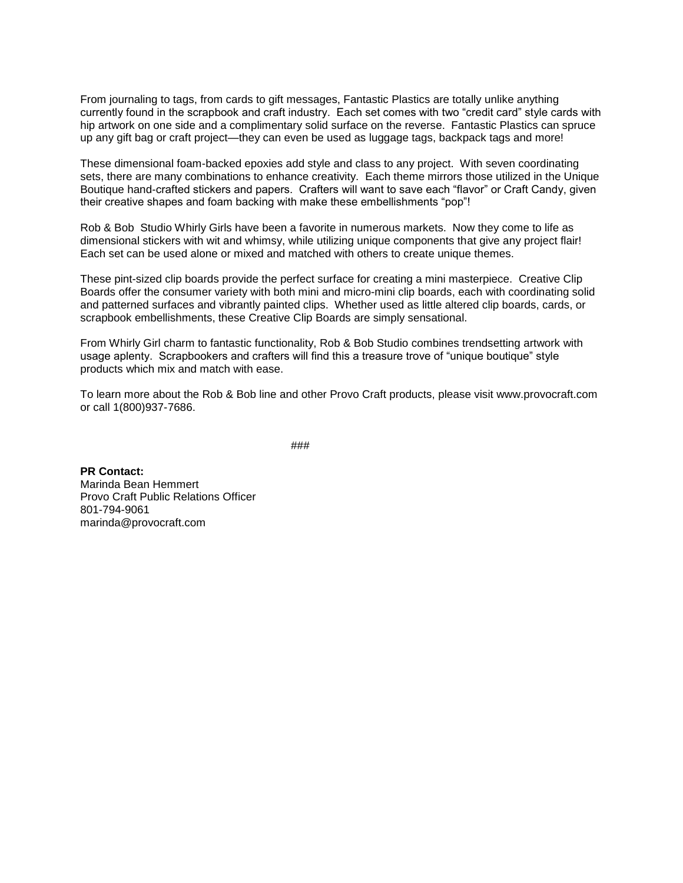From journaling to tags, from cards to gift messages, Fantastic Plastics are totally unlike anything currently found in the scrapbook and craft industry. Each set comes with two "credit card" style cards with hip artwork on one side and a complimentary solid surface on the reverse. Fantastic Plastics can spruce up any gift bag or craft project—they can even be used as luggage tags, backpack tags and more!

These dimensional foam-backed epoxies add style and class to any project. With seven coordinating sets, there are many combinations to enhance creativity. Each theme mirrors those utilized in the Unique Boutique hand-crafted stickers and papers. Crafters will want to save each "flavor" or Craft Candy, given their creative shapes and foam backing with make these embellishments "pop"!

Rob & Bob Studio Whirly Girls have been a favorite in numerous markets. Now they come to life as dimensional stickers with wit and whimsy, while utilizing unique components that give any project flair! Each set can be used alone or mixed and matched with others to create unique themes.

These pint-sized clip boards provide the perfect surface for creating a mini masterpiece. Creative Clip Boards offer the consumer variety with both mini and micro-mini clip boards, each with coordinating solid and patterned surfaces and vibrantly painted clips. Whether used as little altered clip boards, cards, or scrapbook embellishments, these Creative Clip Boards are simply sensational.

From Whirly Girl charm to fantastic functionality, Rob & Bob Studio combines trendsetting artwork with usage aplenty. Scrapbookers and crafters will find this a treasure trove of "unique boutique" style products which mix and match with ease.

To learn more about the Rob & Bob line and other Provo Craft products, please visit www.provocraft.com or call 1(800)937-7686.

###

**PR Contact:**
Marinda Bean Hemmert
Provo Craft Public Relations Officer
801-794-9061
marinda@provocraft.com